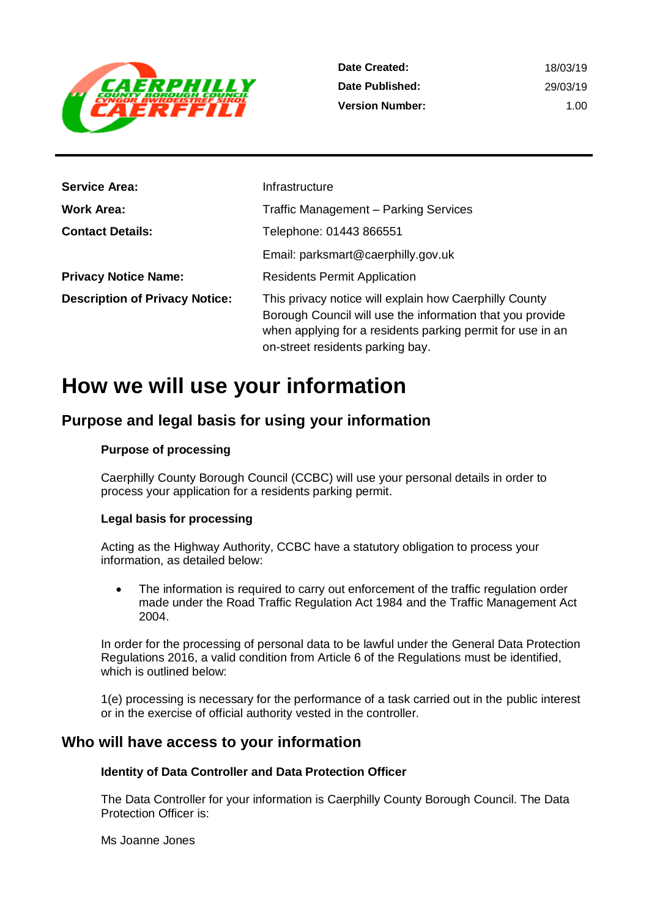| | |
|---|---|
| **Date Created:** | 18/03/19 |
| **Date Published:** | 29/03/19 |
| **Version Number:** | 1.00 |

| | |
|---|---|
| **Service Area:** | Infrastructure |
| **Work Area:** | Traffic Management – Parking Services |
| **Contact Details:** | Telephone: 01443 866551 |
| | Email: parksmart@caerphilly.gov.uk |
| **Privacy Notice Name:** | Residents Permit Application |
| **Description of Privacy Notice:** | This privacy notice will explain how Caerphilly County Borough Council will use the information that you provide when applying for a residents parking permit for use in an on-street residents parking bay. |

# How we will use your information

## Purpose and legal basis for using your information

### Purpose of processing

Caerphilly County Borough Council (CCBC) will use your personal details in order to process your application for a residents parking permit.

### Legal basis for processing

Acting as the Highway Authority, CCBC have a statutory obligation to process your information, as detailed below:

- The information is required to carry out enforcement of the traffic regulation order made under the Road Traffic Regulation Act 1984 and the Traffic Management Act 2004.

In order for the processing of personal data to be lawful under the General Data Protection Regulations 2016, a valid condition from Article 6 of the Regulations must be identified, which is outlined below:

1(e) processing is necessary for the performance of a task carried out in the public interest or in the exercise of official authority vested in the controller.

## Who will have access to your information

### Identity of Data Controller and Data Protection Officer

The Data Controller for your information is Caerphilly County Borough Council. The Data Protection Officer is:

Ms Joanne Jones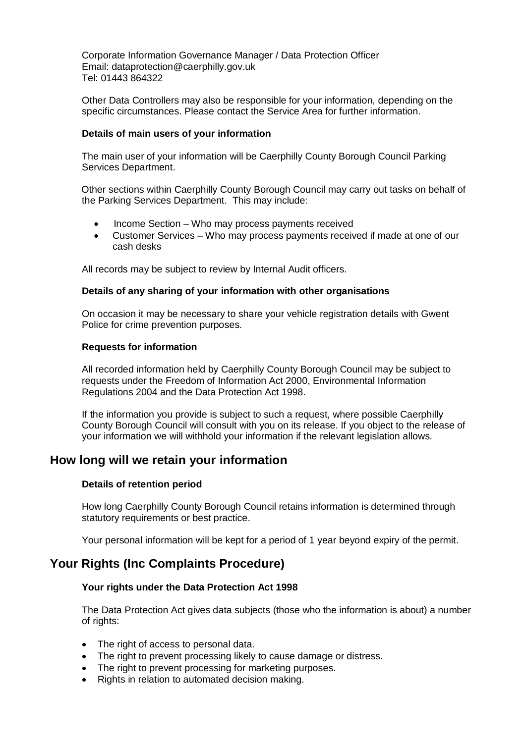Corporate Information Governance Manager / Data Protection Officer
Email: dataprotection@caerphilly.gov.uk
Tel: 01443 864322

Other Data Controllers may also be responsible for your information, depending on the specific circumstances. Please contact the Service Area for further information.

**Details of main users of your information**

The main user of your information will be Caerphilly County Borough Council Parking Services Department.

Other sections within Caerphilly County Borough Council may carry out tasks on behalf of the Parking Services Department. This may include:

- Income Section – Who may process payments received
- Customer Services – Who may process payments received if made at one of our cash desks

All records may be subject to review by Internal Audit officers.

**Details of any sharing of your information with other organisations**

On occasion it may be necessary to share your vehicle registration details with Gwent Police for crime prevention purposes.

**Requests for information**

All recorded information held by Caerphilly County Borough Council may be subject to requests under the Freedom of Information Act 2000, Environmental Information Regulations 2004 and the Data Protection Act 1998.

If the information you provide is subject to such a request, where possible Caerphilly County Borough Council will consult with you on its release. If you object to the release of your information we will withhold your information if the relevant legislation allows.

## How long will we retain your information

**Details of retention period**

How long Caerphilly County Borough Council retains information is determined through statutory requirements or best practice.

Your personal information will be kept for a period of 1 year beyond expiry of the permit.

## Your Rights (Inc Complaints Procedure)

**Your rights under the Data Protection Act 1998**

The Data Protection Act gives data subjects (those who the information is about) a number of rights:

- The right of access to personal data.
- The right to prevent processing likely to cause damage or distress.
- The right to prevent processing for marketing purposes.
- Rights in relation to automated decision making.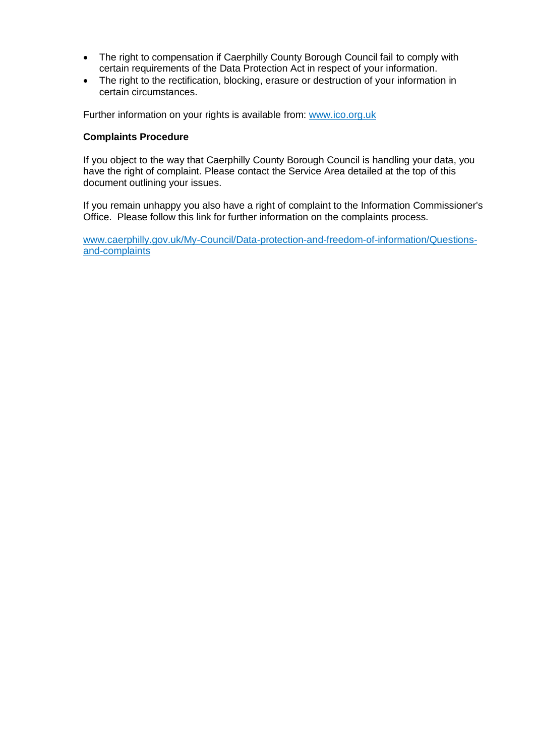- The right to compensation if Caerphilly County Borough Council fail to comply with certain requirements of the Data Protection Act in respect of your information.
- The right to the rectification, blocking, erasure or destruction of your information in certain circumstances.

Further information on your rights is available from: [www.ico.org.uk](http://www.ico.org.uk)

**Complaints Procedure**

If you object to the way that Caerphilly County Borough Council is handling your data, you have the right of complaint. Please contact the Service Area detailed at the top of this document outlining your issues.

If you remain unhappy you also have a right of complaint to the Information Commissioner's Office. Please follow this link for further information on the complaints process.

[www.caerphilly.gov.uk/My-Council/Data-protection-and-freedom-of-information/Questions-and-complaints](http://www.caerphilly.gov.uk/My-Council/Data-protection-and-freedom-of-information/Questions-and-complaints)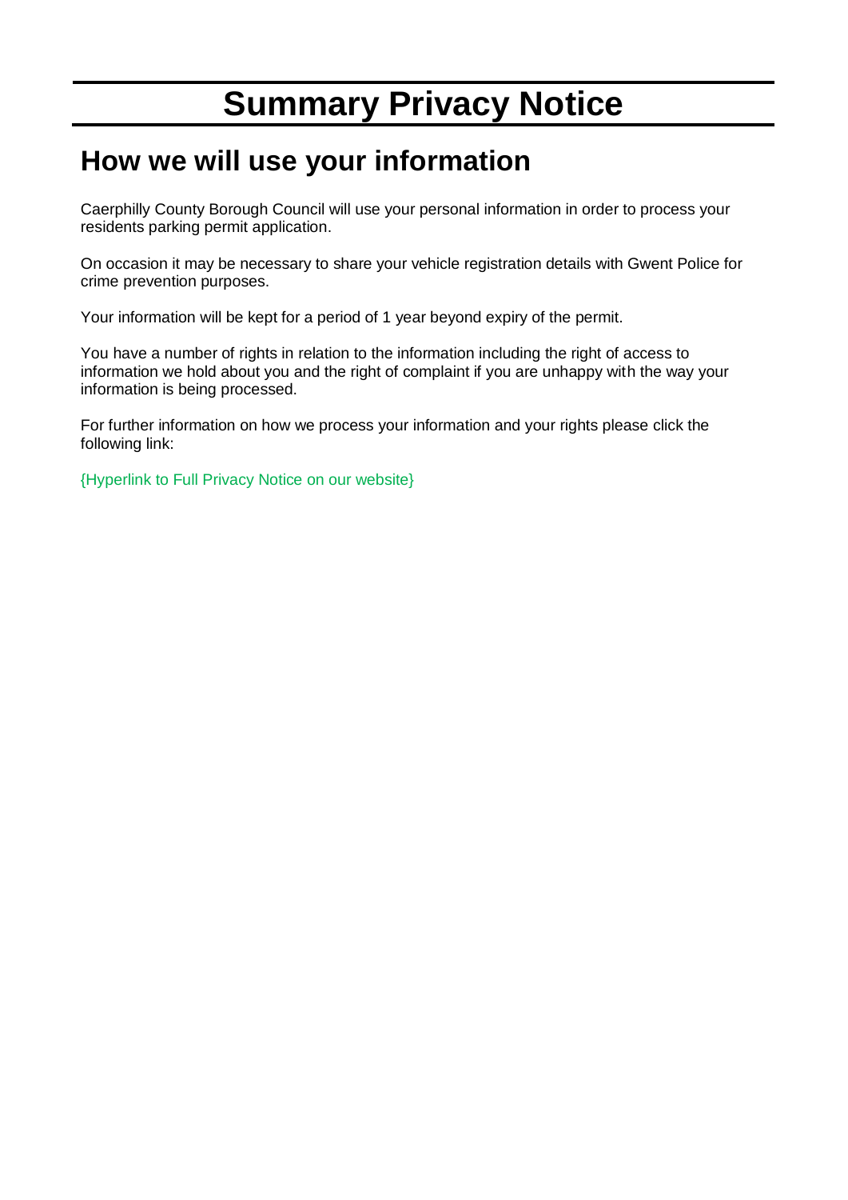# Summary Privacy Notice

## How we will use your information

Caerphilly County Borough Council will use your personal information in order to process your residents parking permit application.

On occasion it may be necessary to share your vehicle registration details with Gwent Police for crime prevention purposes.

Your information will be kept for a period of 1 year beyond expiry of the permit.

You have a number of rights in relation to the information including the right of access to information we hold about you and the right of complaint if you are unhappy with the way your information is being processed.

For further information on how we process your information and your rights please click the following link:

{Hyperlink to Full Privacy Notice on our website}